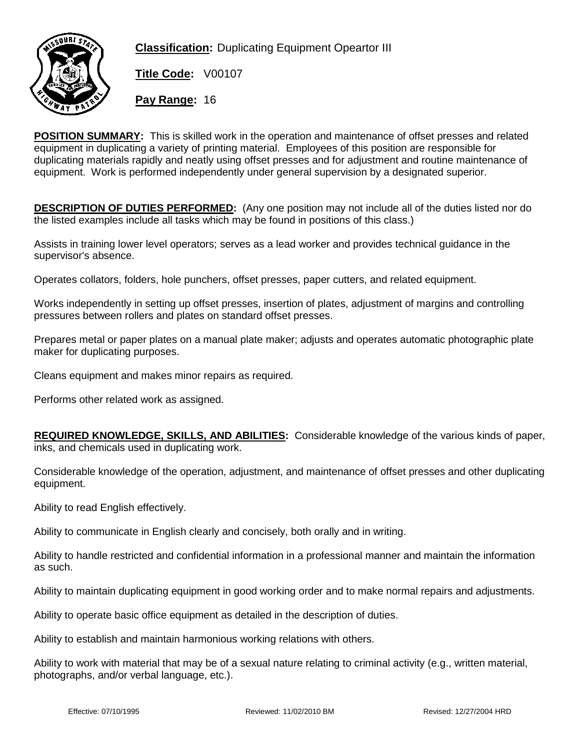**Classification:** Duplicating Equipment Opeartor III

**Title Code:** V00107

**Pay Range:** 16

**POSITION SUMMARY:** This is skilled work in the operation and maintenance of offset presses and related equipment in duplicating a variety of printing material. Employees of this position are responsible for duplicating materials rapidly and neatly using offset presses and for adjustment and routine maintenance of equipment. Work is performed independently under general supervision by a designated superior.

**DESCRIPTION OF DUTIES PERFORMED:** (Any one position may not include all of the duties listed nor do the listed examples include all tasks which may be found in positions of this class.)

Assists in training lower level operators; serves as a lead worker and provides technical guidance in the supervisor's absence.

Operates collators, folders, hole punchers, offset presses, paper cutters, and related equipment.

Works independently in setting up offset presses, insertion of plates, adjustment of margins and controlling pressures between rollers and plates on standard offset presses.

Prepares metal or paper plates on a manual plate maker; adjusts and operates automatic photographic plate maker for duplicating purposes.

Cleans equipment and makes minor repairs as required.

Performs other related work as assigned.

**REQUIRED KNOWLEDGE, SKILLS, AND ABILITIES:** Considerable knowledge of the various kinds of paper, inks, and chemicals used in duplicating work.

Considerable knowledge of the operation, adjustment, and maintenance of offset presses and other duplicating equipment.

Ability to read English effectively.

Ability to communicate in English clearly and concisely, both orally and in writing.

Ability to handle restricted and confidential information in a professional manner and maintain the information as such.

Ability to maintain duplicating equipment in good working order and to make normal repairs and adjustments.

Ability to operate basic office equipment as detailed in the description of duties.

Ability to establish and maintain harmonious working relations with others.

Ability to work with material that may be of a sexual nature relating to criminal activity (e.g., written material, photographs, and/or verbal language, etc.).

Effective: 07/10/1995 Reviewed: 11/02/2010 BM Revised: 12/27/2004 HRD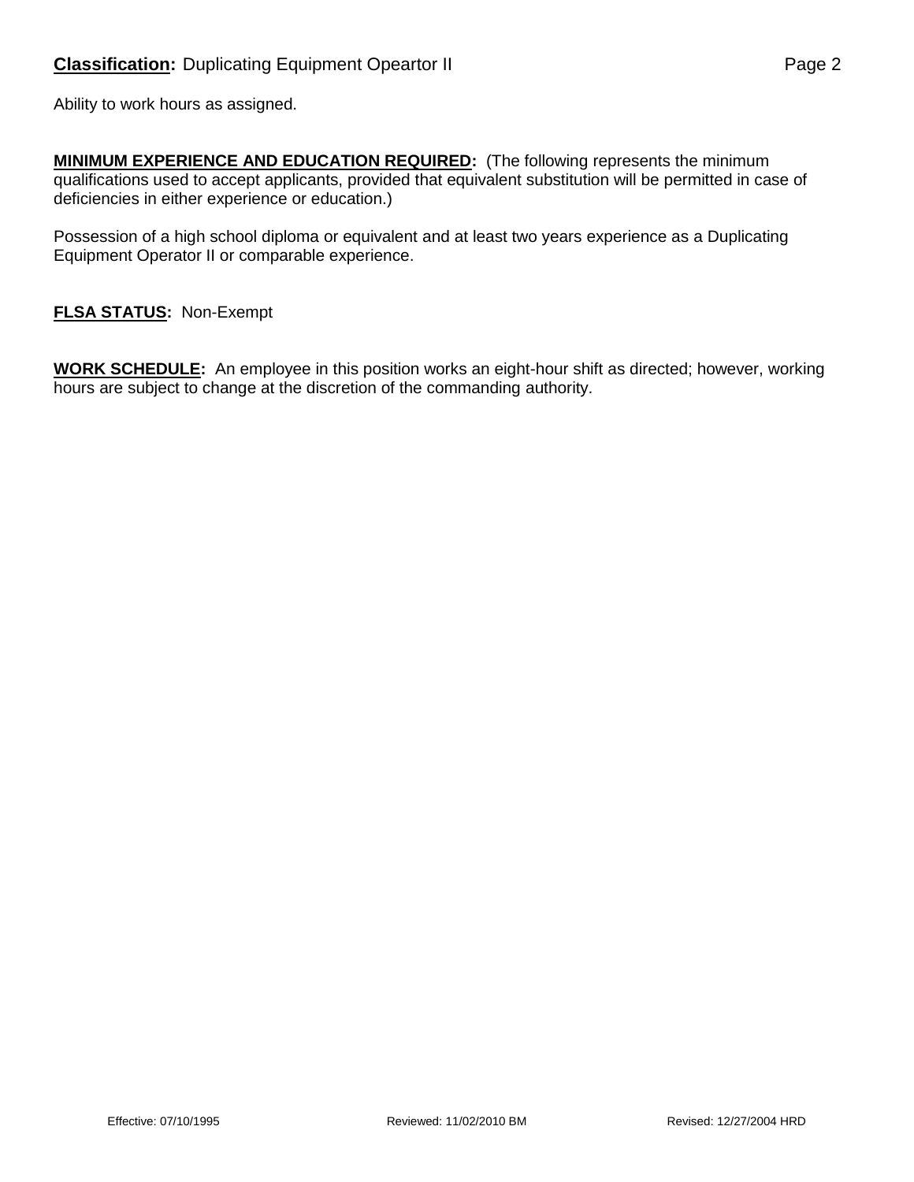Ability to work hours as assigned.

**MINIMUM EXPERIENCE AND EDUCATION REQUIRED:** (The following represents the minimum qualifications used to accept applicants, provided that equivalent substitution will be permitted in case of deficiencies in either experience or education.)

Possession of a high school diploma or equivalent and at least two years experience as a Duplicating Equipment Operator II or comparable experience.

**FLSA STATUS:** Non-Exempt

**WORK SCHEDULE:** An employee in this position works an eight-hour shift as directed; however, working hours are subject to change at the discretion of the commanding authority.